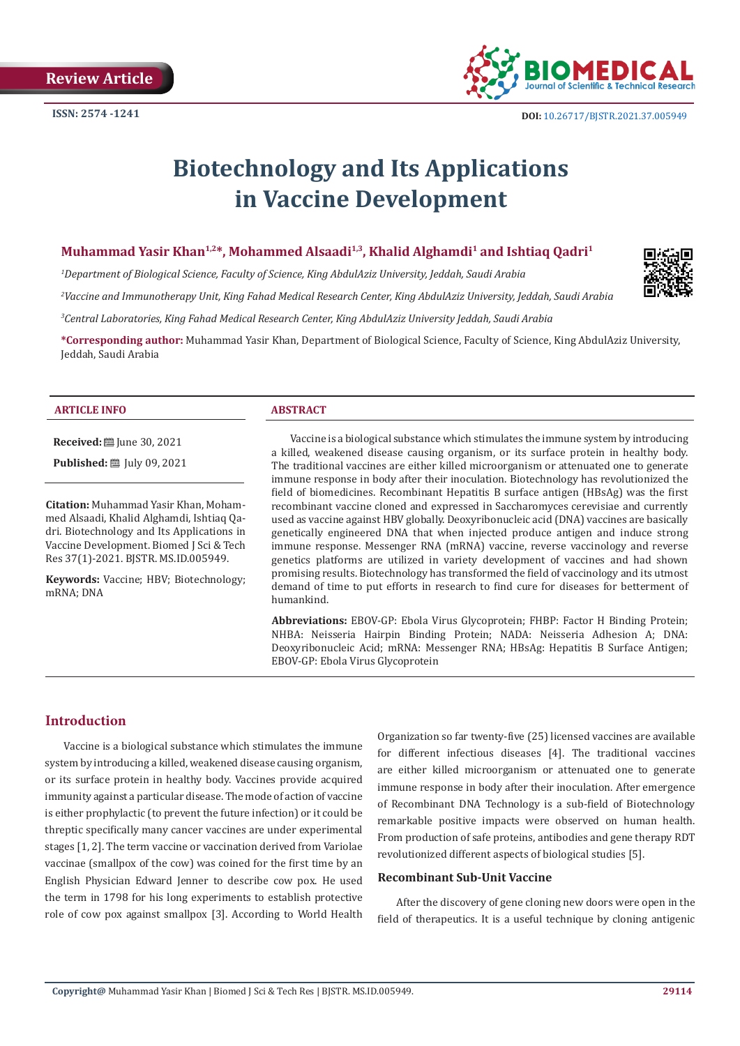Review Article

ISSN: 2574 -1241

DOI: 10.26717/BJSTR.2021.37.005949

# Biotechnology and Its Applications in Vaccine Development

**Muhammad Yasir Khan[1,2]*, Mohammed Alsaadi[1,3], Khalid Alghamdi[1] and Ishtiaq Qadri[1]**

*[1]Department of Biological Science, Faculty of Science, King AbdulAziz University, Jeddah, Saudi Arabia*

*[2]Vaccine and Immunotherapy Unit, King Fahad Medical Research Center, King AbdulAziz University, Jeddah, Saudi Arabia*

*[3]Central Laboratories, King Fahad Medical Research Center, King AbdulAziz University Jeddah, Saudi Arabia*

**\*Corresponding author:** Muhammad Yasir Khan, Department of Biological Science, Faculty of Science, King AbdulAziz University, Jeddah, Saudi Arabia

## ARTICLE INFO

**Received:** June 30, 2021

**Published:** July 09, 2021

**Citation:** Muhammad Yasir Khan, Mohammed Alsaadi, Khalid Alghamdi, Ishtiaq Qadri. Biotechnology and Its Applications in Vaccine Development. Biomed J Sci & Tech Res 37(1)-2021. BJSTR. MS.ID.005949.

**Keywords:** Vaccine; HBV; Biotechnology; mRNA; DNA

## ABSTRACT

Vaccine is a biological substance which stimulates the immune system by introducing a killed, weakened disease causing organism, or its surface protein in healthy body. The traditional vaccines are either killed microorganism or attenuated one to generate immune response in body after their inoculation. Biotechnology has revolutionized the field of biomedicines. Recombinant Hepatitis B surface antigen (HBsAg) was the first recombinant vaccine cloned and expressed in Saccharomyces cerevisiae and currently used as vaccine against HBV globally. Deoxyribonucleic acid (DNA) vaccines are basically genetically engineered DNA that when injected produce antigen and induce strong immune response. Messenger RNA (mRNA) vaccine, reverse vaccinology and reverse genetics platforms are utilized in variety development of vaccines and had shown promising results. Biotechnology has transformed the field of vaccinology and its utmost demand of time to put efforts in research to find cure for diseases for betterment of humankind.

**Abbreviations:** EBOV-GP: Ebola Virus Glycoprotein; FHBP: Factor H Binding Protein; NHBA: Neisseria Hairpin Binding Protein; NADA: Neisseria Adhesion A; DNA: Deoxyribonucleic Acid; mRNA: Messenger RNA; HBsAg: Hepatitis B Surface Antigen; EBOV-GP: Ebola Virus Glycoprotein

## Introduction

Vaccine is a biological substance which stimulates the immune system by introducing a killed, weakened disease causing organism, or its surface protein in healthy body. Vaccines provide acquired immunity against a particular disease. The mode of action of vaccine is either prophylactic (to prevent the future infection) or it could be threptic specifically many cancer vaccines are under experimental stages [1, 2]. The term vaccine or vaccination derived from Variolae vaccinae (smallpox of the cow) was coined for the first time by an English Physician Edward Jenner to describe cow pox. He used the term in 1798 for his long experiments to establish protective role of cow pox against smallpox [3]. According to World Health Organization so far twenty-five (25) licensed vaccines are available for different infectious diseases [4]. The traditional vaccines are either killed microorganism or attenuated one to generate immune response in body after their inoculation. After emergence of Recombinant DNA Technology is a sub-field of Biotechnology remarkable positive impacts were observed on human health. From production of safe proteins, antibodies and gene therapy RDT revolutionized different aspects of biological studies [5].

### Recombinant Sub-Unit Vaccine

After the discovery of gene cloning new doors were open in the field of therapeutics. It is a useful technique by cloning antigenic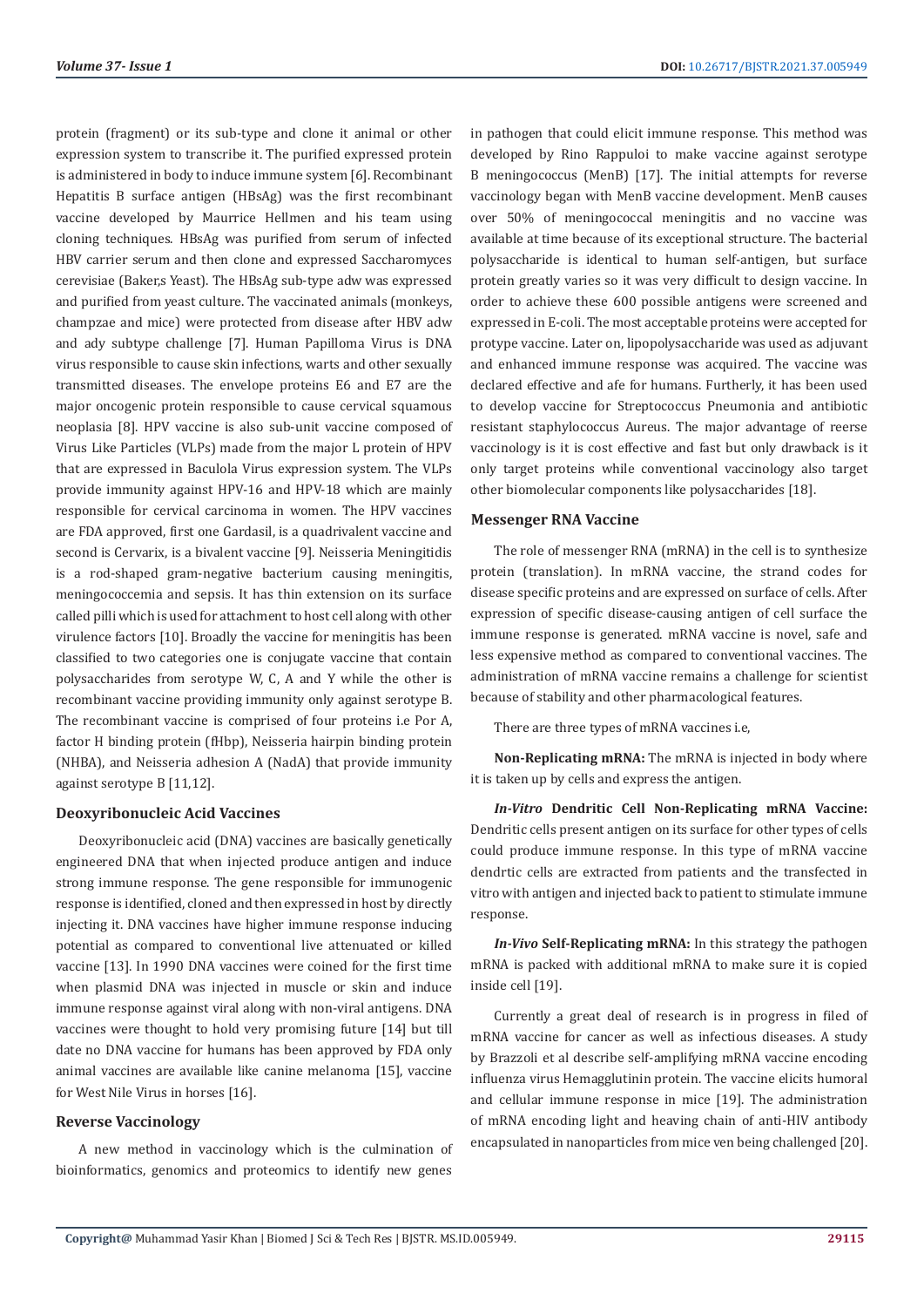protein (fragment) or its sub-type and clone it animal or other expression system to transcribe it. The purified expressed protein is administered in body to induce immune system [6]. Recombinant Hepatitis B surface antigen (HBsAg) was the first recombinant vaccine developed by Maurrice Hellmen and his team using cloning techniques. HBsAg was purified from serum of infected HBV carrier serum and then clone and expressed Saccharomyces cerevisiae (Baker,s Yeast). The HBsAg sub-type adw was expressed and purified from yeast culture. The vaccinated animals (monkeys, champzae and mice) were protected from disease after HBV adw and ady subtype challenge [7]. Human Papilloma Virus is DNA virus responsible to cause skin infections, warts and other sexually transmitted diseases. The envelope proteins E6 and E7 are the major oncogenic protein responsible to cause cervical squamous neoplasia [8]. HPV vaccine is also sub-unit vaccine composed of Virus Like Particles (VLPs) made from the major L protein of HPV that are expressed in Baculola Virus expression system. The VLPs provide immunity against HPV-16 and HPV-18 which are mainly responsible for cervical carcinoma in women. The HPV vaccines are FDA approved, first one Gardasil, is a quadrivalent vaccine and second is Cervarix, is a bivalent vaccine [9]. Neisseria Meningitidis is a rod-shaped gram-negative bacterium causing meningitis, meningococcemia and sepsis. It has thin extension on its surface called pilli which is used for attachment to host cell along with other virulence factors [10]. Broadly the vaccine for meningitis has been classified to two categories one is conjugate vaccine that contain polysaccharides from serotype W, C, A and Y while the other is recombinant vaccine providing immunity only against serotype B. The recombinant vaccine is comprised of four proteins i.e Por A, factor H binding protein (fHbp), Neisseria hairpin binding protein (NHBA), and Neisseria adhesion A (NadA) that provide immunity against serotype B [11,12].

### Deoxyribonucleic Acid Vaccines

Deoxyribonucleic acid (DNA) vaccines are basically genetically engineered DNA that when injected produce antigen and induce strong immune response. The gene responsible for immunogenic response is identified, cloned and then expressed in host by directly injecting it. DNA vaccines have higher immune response inducing potential as compared to conventional live attenuated or killed vaccine [13]. In 1990 DNA vaccines were coined for the first time when plasmid DNA was injected in muscle or skin and induce immune response against viral along with non-viral antigens. DNA vaccines were thought to hold very promising future [14] but till date no DNA vaccine for humans has been approved by FDA only animal vaccines are available like canine melanoma [15], vaccine for West Nile Virus in horses [16].

### Reverse Vaccinology

A new method in vaccinology which is the culmination of bioinformatics, genomics and proteomics to identify new genes in pathogen that could elicit immune response. This method was developed by Rino Rappuloi to make vaccine against serotype B meningococcus (MenB) [17]. The initial attempts for reverse vaccinology began with MenB vaccine development. MenB causes over 50% of meningococcal meningitis and no vaccine was available at time because of its exceptional structure. The bacterial polysaccharide is identical to human self-antigen, but surface protein greatly varies so it was very difficult to design vaccine. In order to achieve these 600 possible antigens were screened and expressed in E-coli. The most acceptable proteins were accepted for protype vaccine. Later on, lipopolysaccharide was used as adjuvant and enhanced immune response was acquired. The vaccine was declared effective and afe for humans. Furtherly, it has been used to develop vaccine for Streptococcus Pneumonia and antibiotic resistant staphylococcus Aureus. The major advantage of reerse vaccinology is it is cost effective and fast but only drawback is it only target proteins while conventional vaccinology also target other biomolecular components like polysaccharides [18].

### Messenger RNA Vaccine

The role of messenger RNA (mRNA) in the cell is to synthesize protein (translation). In mRNA vaccine, the strand codes for disease specific proteins and are expressed on surface of cells. After expression of specific disease-causing antigen of cell surface the immune response is generated. mRNA vaccine is novel, safe and less expensive method as compared to conventional vaccines. The administration of mRNA vaccine remains a challenge for scientist because of stability and other pharmacological features.

There are three types of mRNA vaccines i.e,

**Non-Replicating mRNA:** The mRNA is injected in body where it is taken up by cells and express the antigen.

***In-Vitro* Dendritic Cell Non-Replicating mRNA Vaccine:** Dendritic cells present antigen on its surface for other types of cells could produce immune response. In this type of mRNA vaccine dendrtic cells are extracted from patients and the transfected in vitro with antigen and injected back to patient to stimulate immune response.

***In-Vivo* Self-Replicating mRNA:** In this strategy the pathogen mRNA is packed with additional mRNA to make sure it is copied inside cell [19].

Currently a great deal of research is in progress in filed of mRNA vaccine for cancer as well as infectious diseases. A study by Brazzoli et al describe self-amplifying mRNA vaccine encoding influenza virus Hemagglutinin protein. The vaccine elicits humoral and cellular immune response in mice [19]. The administration of mRNA encoding light and heaving chain of anti-HIV antibody encapsulated in nanoparticles from mice ven being challenged [20].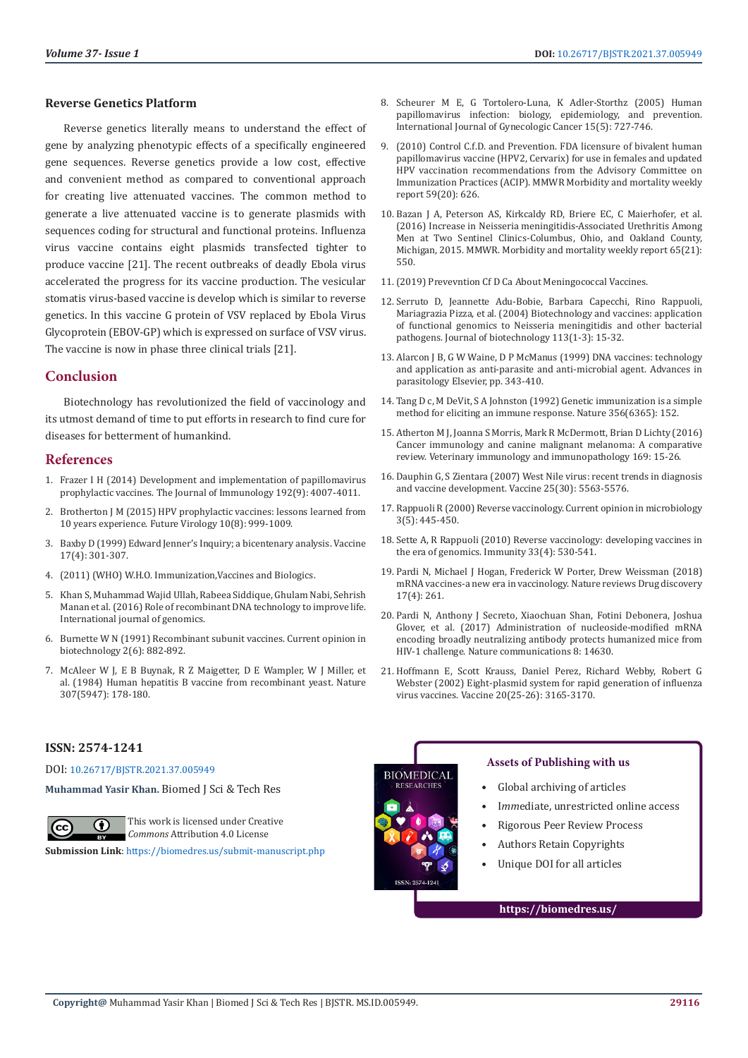## Reverse Genetics Platform

Reverse genetics literally means to understand the effect of gene by analyzing phenotypic effects of a specifically engineered gene sequences. Reverse genetics provide a low cost, effective and convenient method as compared to conventional approach for creating live attenuated vaccines. The common method to generate a live attenuated vaccine is to generate plasmids with sequences coding for structural and functional proteins. Influenza virus vaccine contains eight plasmids transfected tighter to produce vaccine [21]. The recent outbreaks of deadly Ebola virus accelerated the progress for its vaccine production. The vesicular stomatis virus-based vaccine is develop which is similar to reverse genetics. In this vaccine G protein of VSV replaced by Ebola Virus Glycoprotein (EBOV-GP) which is expressed on surface of VSV virus. The vaccine is now in phase three clinical trials [21].

## Conclusion

Biotechnology has revolutionized the field of vaccinology and its utmost demand of time to put efforts in research to find cure for diseases for betterment of humankind.

## References

1. Frazer I H (2014) Development and implementation of papillomavirus prophylactic vaccines. The Journal of Immunology 192(9): 4007-4011.
2. Brotherton J M (2015) HPV prophylactic vaccines: lessons learned from 10 years experience. Future Virology 10(8): 999-1009.
3. Baxby D (1999) Edward Jenner's Inquiry; a bicentenary analysis. Vaccine 17(4): 301-307.
4. (2011) (WHO) W.H.O. Immunization,Vaccines and Biologics.
5. Khan S, Muhammad Wajid Ullah, Rabeea Siddique, Ghulam Nabi, Sehrish Manan et al. (2016) Role of recombinant DNA technology to improve life. International journal of genomics.
6. Burnette W N (1991) Recombinant subunit vaccines. Current opinion in biotechnology 2(6): 882-892.
7. McAleer W J, E B Buynak, R Z Maigetter, D E Wampler, W J Miller, et al. (1984) Human hepatitis B vaccine from recombinant yeast. Nature 307(5947): 178-180.
8. Scheurer M E, G Tortolero-Luna, K Adler-Storthz (2005) Human papillomavirus infection: biology, epidemiology, and prevention. International Journal of Gynecologic Cancer 15(5): 727-746.
9. (2010) Control C.f.D. and Prevention. FDA licensure of bivalent human papillomavirus vaccine (HPV2, Cervarix) for use in females and updated HPV vaccination recommendations from the Advisory Committee on Immunization Practices (ACIP). MMWR Morbidity and mortality weekly report 59(20): 626.
10. Bazan J A, Peterson AS, Kirkcaldy RD, Briere EC, C Maierhofer, et al. (2016) Increase in Neisseria meningitidis-Associated Urethritis Among Men at Two Sentinel Clinics-Columbus, Ohio, and Oakland County, Michigan, 2015. MMWR. Morbidity and mortality weekly report 65(21): 550.
11. (2019) Prevevntion Cf D Ca About Meningococcal Vaccines.
12. Serruto D, Jeannette Adu-Bobie, Barbara Capecchi, Rino Rappuoli, Mariagrazia Pizza, et al. (2004) Biotechnology and vaccines: application of functional genomics to Neisseria meningitidis and other bacterial pathogens. Journal of biotechnology 113(1-3): 15-32.
13. Alarcon J B, G W Waine, D P McManus (1999) DNA vaccines: technology and application as anti-parasite and anti-microbial agent. Advances in parasitology Elsevier, pp. 343-410.
14. Tang D c, M DeVit, S A Johnston (1992) Genetic immunization is a simple method for eliciting an immune response. Nature 356(6365): 152.
15. Atherton M J, Joanna S Morris, Mark R McDermott, Brian D Lichty (2016) Cancer immunology and canine malignant melanoma: A comparative review. Veterinary immunology and immunopathology 169: 15-26.
16. Dauphin G, S Zientara (2007) West Nile virus: recent trends in diagnosis and vaccine development. Vaccine 25(30): 5563-5576.
17. Rappuoli R (2000) Reverse vaccinology. Current opinion in microbiology 3(5): 445-450.
18. Sette A, R Rappuoli (2010) Reverse vaccinology: developing vaccines in the era of genomics. Immunity 33(4): 530-541.
19. Pardi N, Michael J Hogan, Frederick W Porter, Drew Weissman (2018) mRNA vaccines-a new era in vaccinology. Nature reviews Drug discovery 17(4): 261.
20. Pardi N, Anthony J Secreto, Xiaochuan Shan, Fotini Debonera, Joshua Glover, et al. (2017) Administration of nucleoside-modified mRNA encoding broadly neutralizing antibody protects humanized mice from HIV-1 challenge. Nature communications 8: 14630.
21. Hoffmann E, Scott Krauss, Daniel Perez, Richard Webby, Robert G Webster (2002) Eight-plasmid system for rapid generation of influenza virus vaccines. Vaccine 20(25-26): 3165-3170.

**ISSN: 2574-1241**

DOI: 10.26717/BJSTR.2021.37.005949

**Muhammad Yasir Khan.** Biomed J Sci & Tech Res

This work is licensed under Creative *Commons* Attribution 4.0 License

**Submission Link**: https://biomedres.us/submit-manuscript.php

**Assets of Publishing with us**

- Global archiving of articles
- Immediate, unrestricted online access
- Rigorous Peer Review Process
- Authors Retain Copyrights
- Unique DOI for all articles

**https://biomedres.us/**